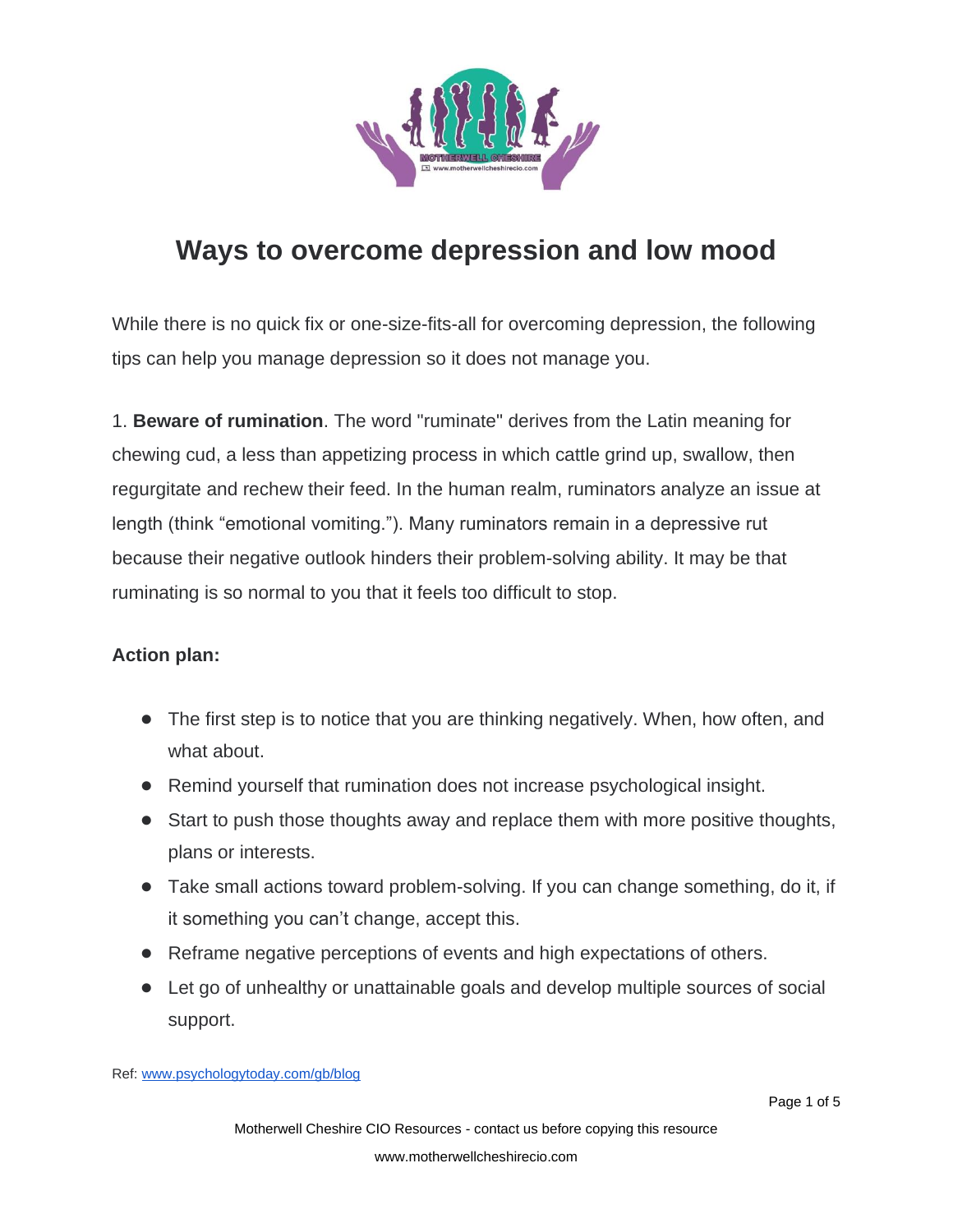# Ways to overcome depression and low mood

While there is no quick fix or one-size-fits-all for overcoming depression, the following tips can help you manage depression so it does not manage you.

1. **Beware of rumination**. The word "ruminate" derives from the Latin meaning for chewing cud, a less than appetizing process in which cattle grind up, swallow, then regurgitate and rechew their feed. In the human realm, ruminators analyze an issue at length (think "emotional vomiting."). Many ruminators remain in a depressive rut because their negative outlook hinders their problem-solving ability. It may be that ruminating is so normal to you that it feels too difficult to stop.

**Action plan:**

- The first step is to notice that you are thinking negatively. When, how often, and what about.
- Remind yourself that rumination does not increase psychological insight.
- Start to push those thoughts away and replace them with more positive thoughts, plans or interests.
- Take small actions toward problem-solving. If you can change something, do it, if it something you can't change, accept this.
- Reframe negative perceptions of events and high expectations of others.
- Let go of unhealthy or unattainable goals and develop multiple sources of social support.

Ref: www.psychologytoday.com/gb/blog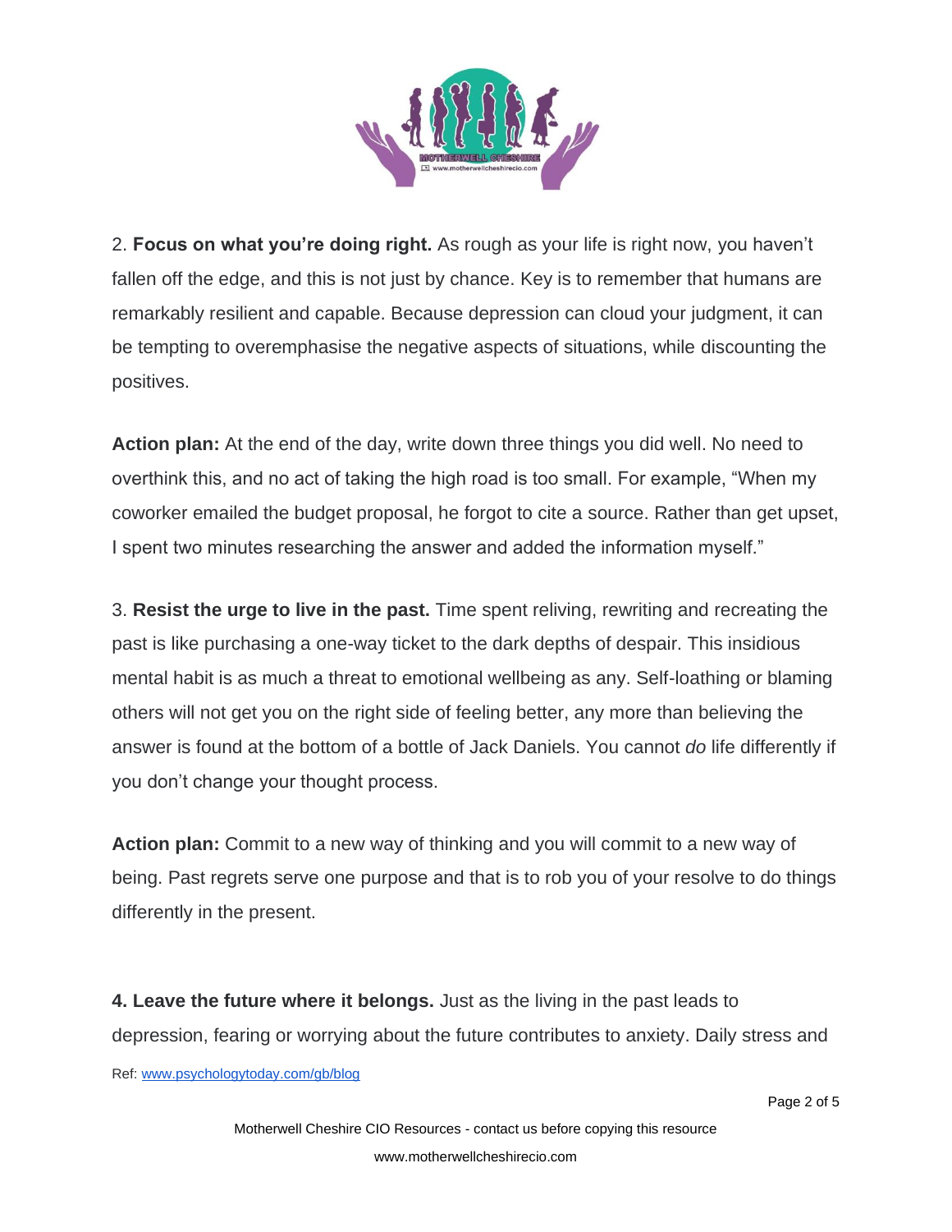2. **Focus on what you're doing right.** As rough as your life is right now, you haven't fallen off the edge, and this is not just by chance. Key is to remember that humans are remarkably resilient and capable. Because depression can cloud your judgment, it can be tempting to overemphasise the negative aspects of situations, while discounting the positives.

**Action plan:** At the end of the day, write down three things you did well. No need to overthink this, and no act of taking the high road is too small. For example, "When my coworker emailed the budget proposal, he forgot to cite a source. Rather than get upset, I spent two minutes researching the answer and added the information myself."

3. **Resist the urge to live in the past.** Time spent reliving, rewriting and recreating the past is like purchasing a one-way ticket to the dark depths of despair. This insidious mental habit is as much a threat to emotional wellbeing as any. Self-loathing or blaming others will not get you on the right side of feeling better, any more than believing the answer is found at the bottom of a bottle of Jack Daniels. You cannot *do* life differently if you don't change your thought process.

**Action plan:** Commit to a new way of thinking and you will commit to a new way of being. Past regrets serve one purpose and that is to rob you of your resolve to do things differently in the present.

**4. Leave the future where it belongs.** Just as the living in the past leads to depression, fearing or worrying about the future contributes to anxiety. Daily stress and

Ref: www.psychologytoday.com/gb/blog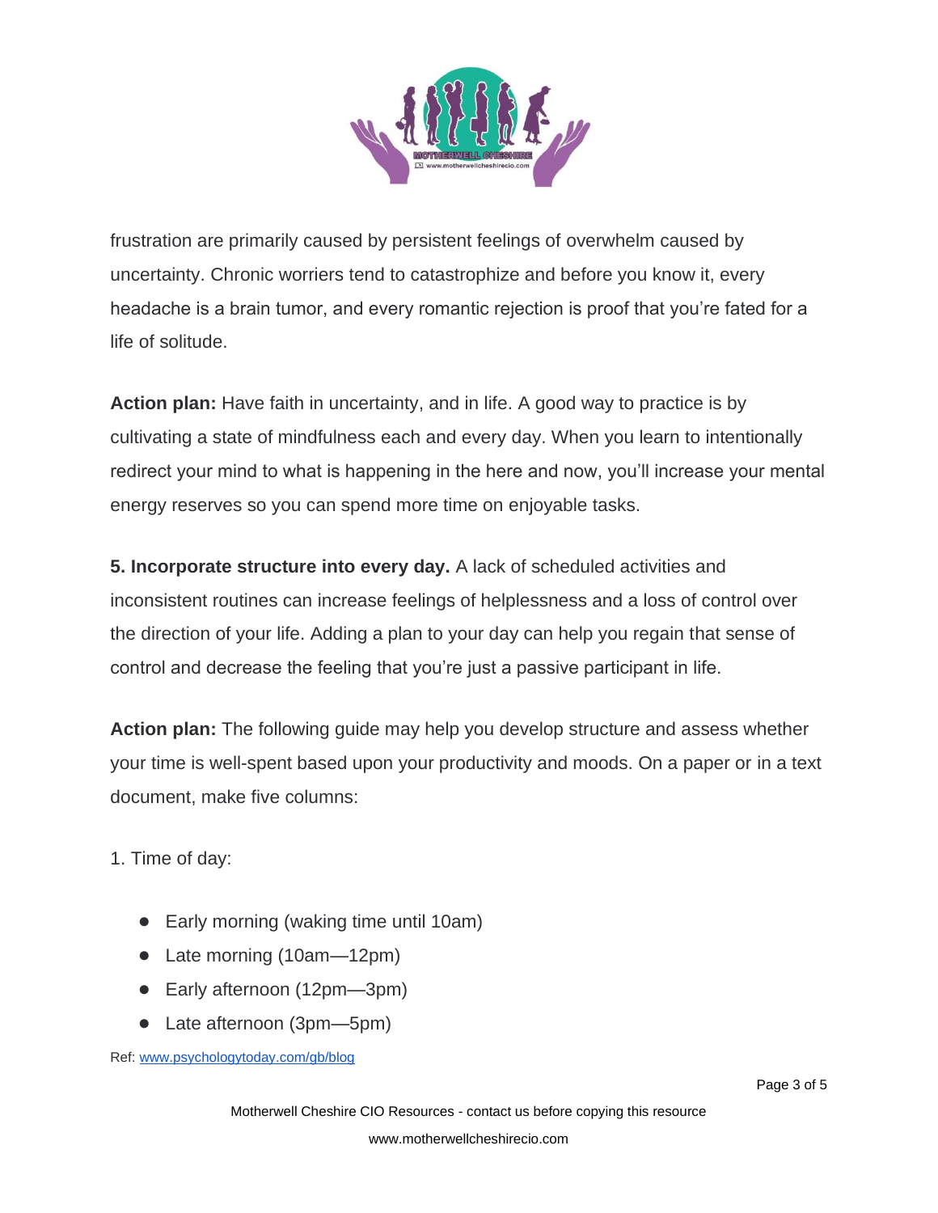frustration are primarily caused by persistent feelings of overwhelm caused by uncertainty. Chronic worriers tend to catastrophize and before you know it, every headache is a brain tumor, and every romantic rejection is proof that you're fated for a life of solitude.

**Action plan:** Have faith in uncertainty, and in life. A good way to practice is by cultivating a state of mindfulness each and every day. When you learn to intentionally redirect your mind to what is happening in the here and now, you'll increase your mental energy reserves so you can spend more time on enjoyable tasks.

**5. Incorporate structure into every day.** A lack of scheduled activities and inconsistent routines can increase feelings of helplessness and a loss of control over the direction of your life. Adding a plan to your day can help you regain that sense of control and decrease the feeling that you're just a passive participant in life.

**Action plan:** The following guide may help you develop structure and assess whether your time is well-spent based upon your productivity and moods. On a paper or in a text document, make five columns:

1. Time of day:

- Early morning (waking time until 10am)
- Late morning (10am—12pm)
- Early afternoon (12pm—3pm)
- Late afternoon (3pm—5pm)

Ref: [www.psychologytoday.com/gb/blog](http://www.psychologytoday.com/gb/blog)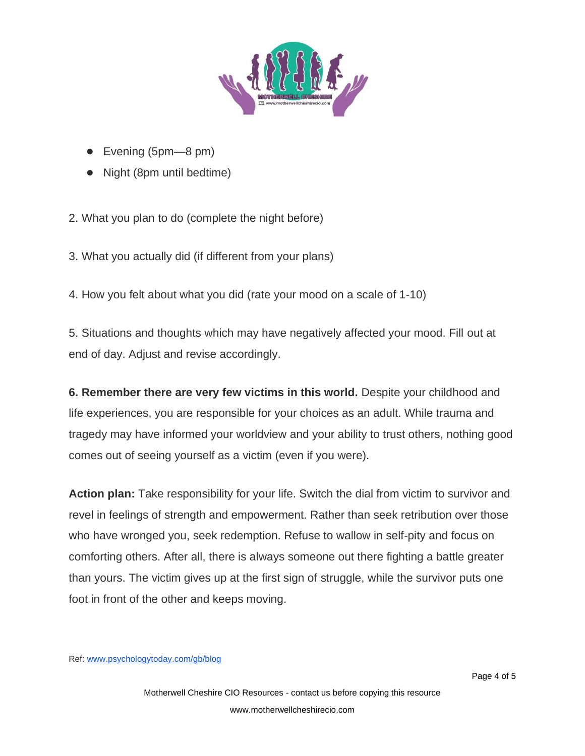- Evening (5pm—8 pm)
- Night (8pm until bedtime)

2. What you plan to do (complete the night before)

3. What you actually did (if different from your plans)

4. How you felt about what you did (rate your mood on a scale of 1-10)

5. Situations and thoughts which may have negatively affected your mood. Fill out at end of day. Adjust and revise accordingly.

**6. Remember there are very few victims in this world.** Despite your childhood and life experiences, you are responsible for your choices as an adult. While trauma and tragedy may have informed your worldview and your ability to trust others, nothing good comes out of seeing yourself as a victim (even if you were).

**Action plan:** Take responsibility for your life. Switch the dial from victim to survivor and revel in feelings of strength and empowerment. Rather than seek retribution over those who have wronged you, seek redemption. Refuse to wallow in self-pity and focus on comforting others. After all, there is always someone out there fighting a battle greater than yours. The victim gives up at the first sign of struggle, while the survivor puts one foot in front of the other and keeps moving.

Ref: [www.psychologytoday.com/gb/blog](www.psychologytoday.com/gb/blog)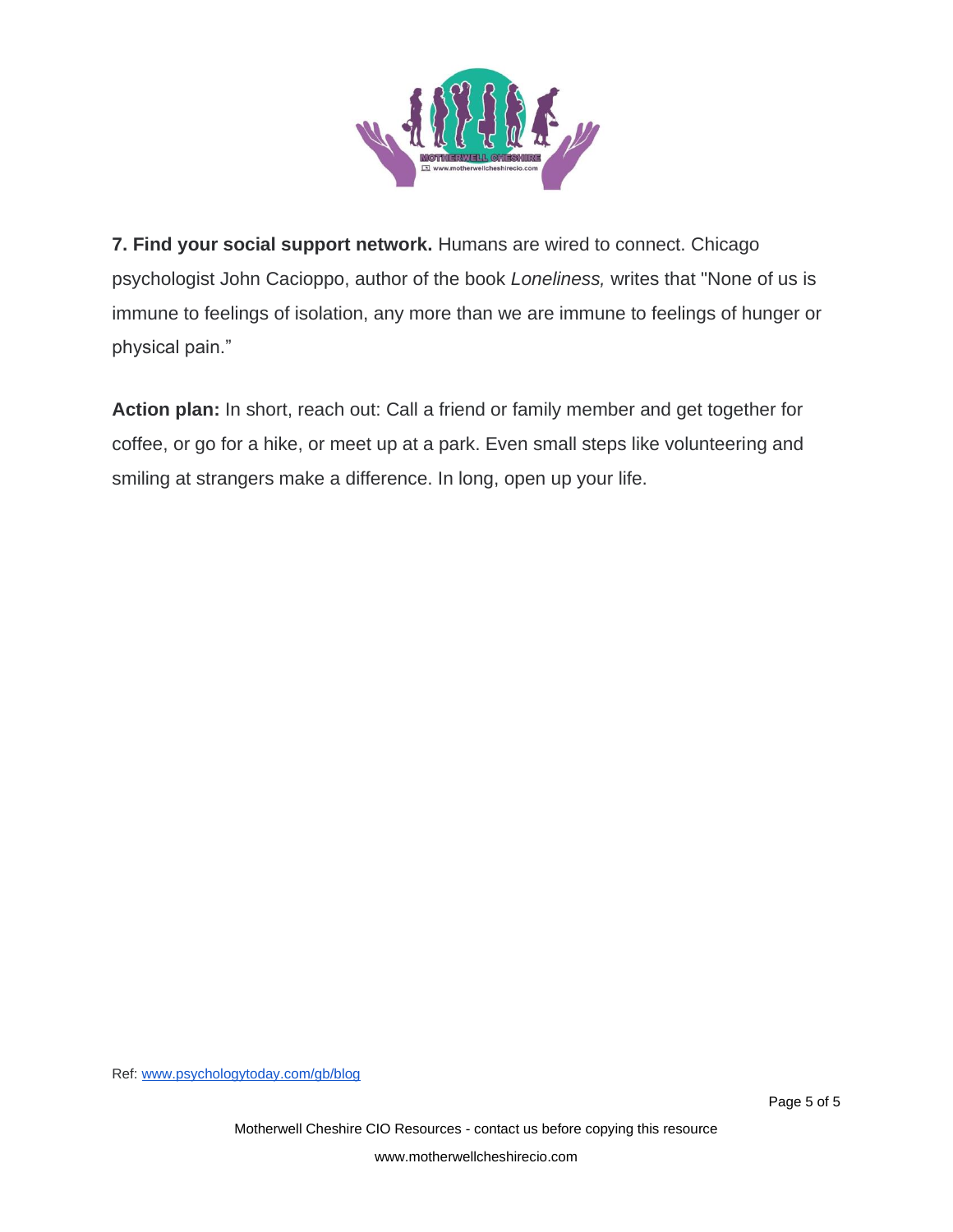**7. Find your social support network.** Humans are wired to connect. Chicago psychologist John Cacioppo, author of the book *Loneliness,* writes that "None of us is immune to feelings of isolation, any more than we are immune to feelings of hunger or physical pain."

**Action plan:** In short, reach out: Call a friend or family member and get together for coffee, or go for a hike, or meet up at a park. Even small steps like volunteering and smiling at strangers make a difference. In long, open up your life.

Ref: [www.psychologytoday.com/gb/blog](www.psychologytoday.com/gb/blog)